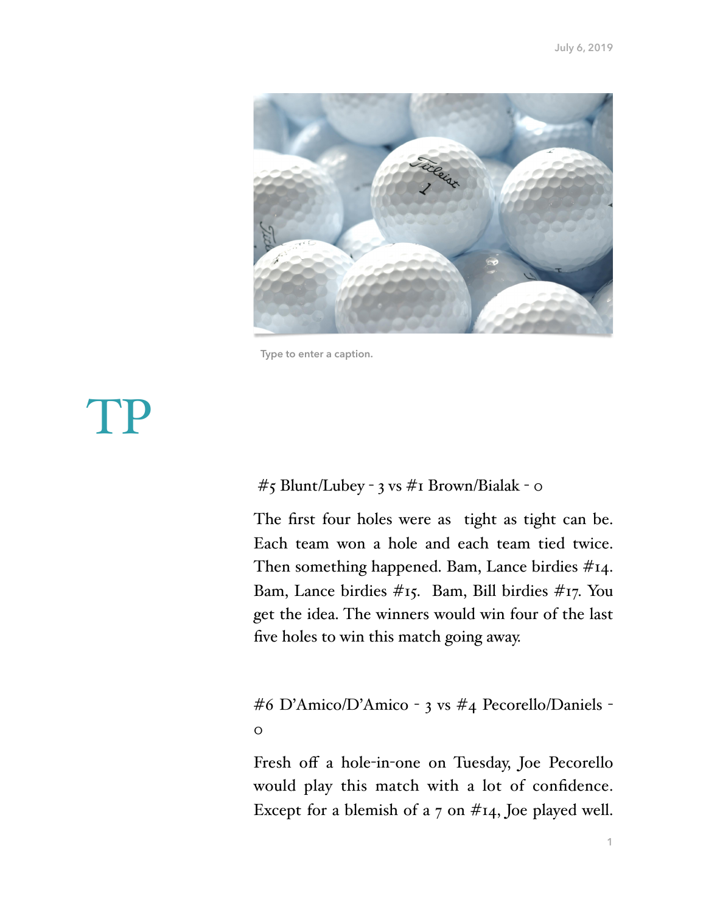July 6, 2019

Type to enter a caption.

# TP

#5 Blunt/Lubey - 3 vs #1 Brown/Bialak - 0

The first four holes were as tight as tight can be. Each team won a hole and each team tied twice. Then something happened. Bam, Lance birdies #14. Bam, Lance birdies #15. Bam, Bill birdies #17. You get the idea. The winners would win four of the last five holes to win this match going away.

#6 D'Amico/D'Amico - 3 vs #4 Pecorello/Daniels - 0

Fresh off a hole-in-one on Tuesday, Joe Pecorello would play this match with a lot of confidence. Except for a blemish of a 7 on #14, Joe played well.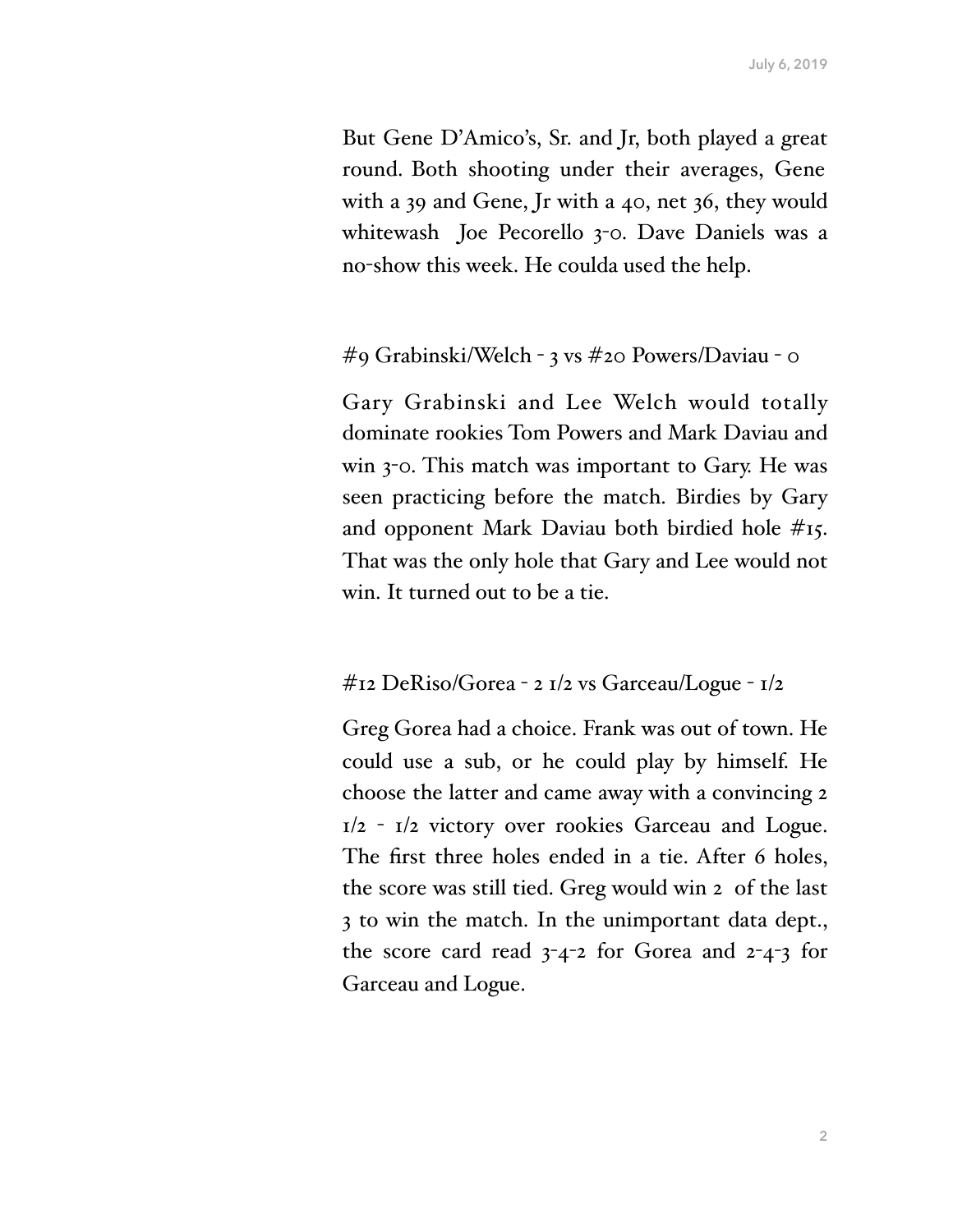But Gene D'Amico's, Sr. and Jr, both played a great round. Both shooting under their averages, Gene with a 39 and Gene, Jr with a 40, net 36, they would whitewash Joe Pecorello 3-0. Dave Daniels was a no-show this week. He coulda used the help.

#9 Grabinski/Welch - 3 vs #20 Powers/Daviau - 0

Gary Grabinski and Lee Welch would totally dominate rookies Tom Powers and Mark Daviau and win 3-0. This match was important to Gary. He was seen practicing before the match. Birdies by Gary and opponent Mark Daviau both birdied hole #15. That was the only hole that Gary and Lee would not win. It turned out to be a tie.

#12 DeRiso/Gorea - 2 1/2 vs Garceau/Logue - 1/2

Greg Gorea had a choice. Frank was out of town. He could use a sub, or he could play by himself. He choose the latter and came away with a convincing 2 1/2 - 1/2 victory over rookies Garceau and Logue. The first three holes ended in a tie. After 6 holes, the score was still tied. Greg would win 2 of the last 3 to win the match. In the unimportant data dept., the score card read 3-4-2 for Gorea and 2-4-3 for Garceau and Logue.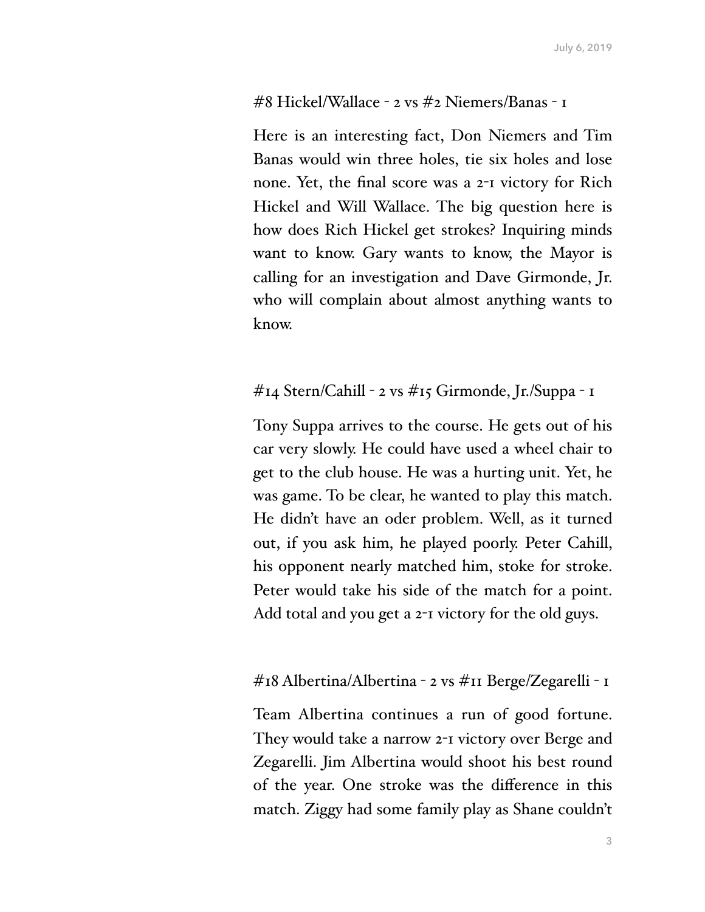#8 Hickel/Wallace - 2 vs #2 Niemers/Banas - 1

Here is an interesting fact, Don Niemers and Tim Banas would win three holes, tie six holes and lose none. Yet, the final score was a 2-1 victory for Rich Hickel and Will Wallace. The big question here is how does Rich Hickel get strokes? Inquiring minds want to know. Gary wants to know, the Mayor is calling for an investigation and Dave Girmonde, Jr. who will complain about almost anything wants to know.

#14 Stern/Cahill - 2 vs #15 Girmonde, Jr./Suppa - 1

Tony Suppa arrives to the course. He gets out of his car very slowly. He could have used a wheel chair to get to the club house. He was a hurting unit. Yet, he was game. To be clear, he wanted to play this match. He didn't have an oder problem. Well, as it turned out, if you ask him, he played poorly. Peter Cahill, his opponent nearly matched him, stoke for stroke. Peter would take his side of the match for a point. Add total and you get a 2-1 victory for the old guys.

#18 Albertina/Albertina - 2 vs #11 Berge/Zegarelli - 1

Team Albertina continues a run of good fortune. They would take a narrow 2-1 victory over Berge and Zegarelli. Jim Albertina would shoot his best round of the year. One stroke was the difference in this match. Ziggy had some family play as Shane couldn't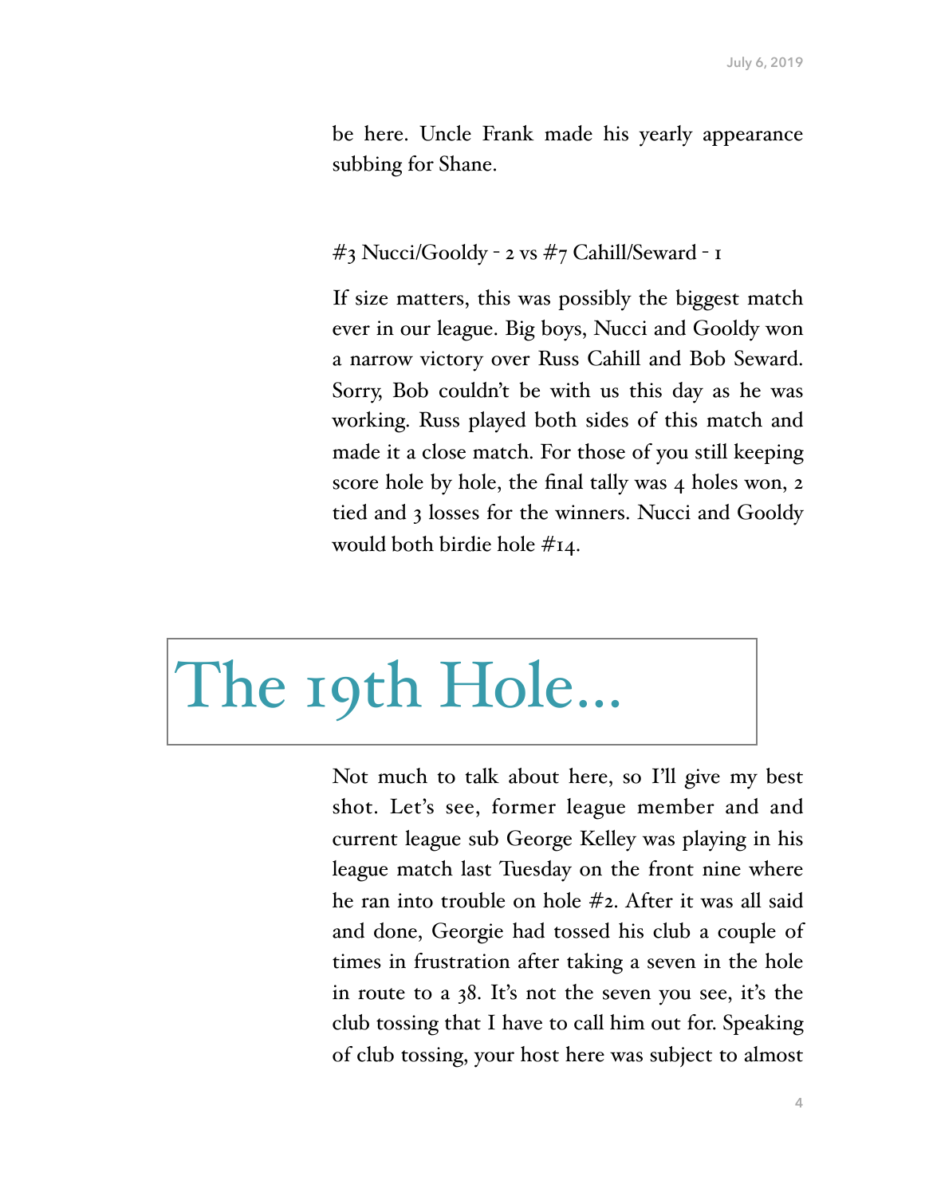be here. Uncle Frank made his yearly appearance subbing for Shane.

#3 Nucci/Gooldy - 2 vs #7 Cahill/Seward - 1

If size matters, this was possibly the biggest match ever in our league. Big boys, Nucci and Gooldy won a narrow victory over Russ Cahill and Bob Seward. Sorry, Bob couldn't be with us this day as he was working. Russ played both sides of this match and made it a close match. For those of you still keeping score hole by hole, the final tally was 4 holes won, 2 tied and 3 losses for the winners. Nucci and Gooldy would both birdie hole #14.

# The 19th Hole...

Not much to talk about here, so I'll give my best shot. Let's see, former league member and and current league sub George Kelley was playing in his league match last Tuesday on the front nine where he ran into trouble on hole #2. After it was all said and done, Georgie had tossed his club a couple of times in frustration after taking a seven in the hole in route to a 38. It's not the seven you see, it's the club tossing that I have to call him out for. Speaking of club tossing, your host here was subject to almost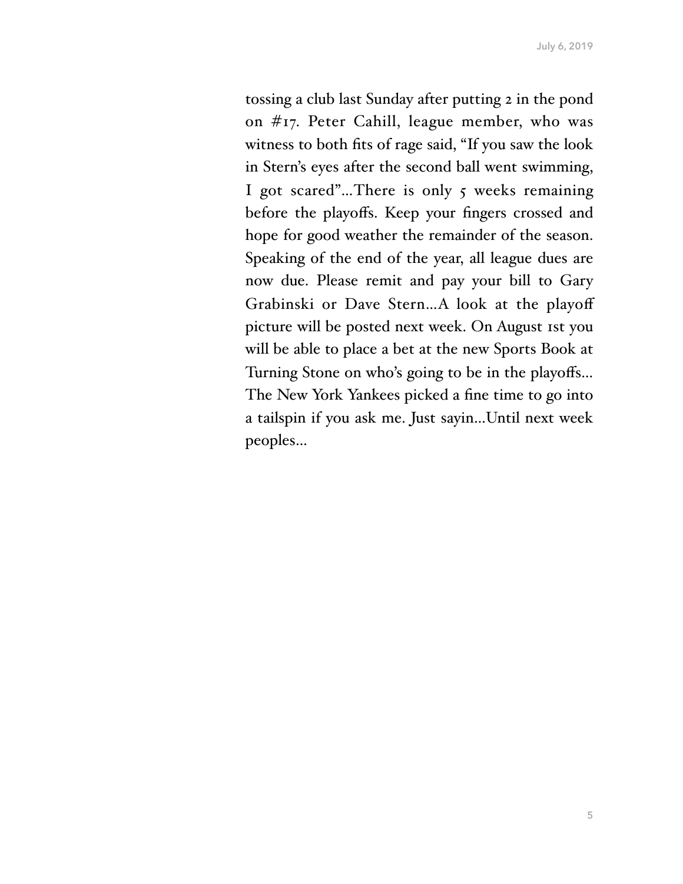tossing a club last Sunday after putting 2 in the pond on #17. Peter Cahill, league member, who was witness to both fits of rage said, "If you saw the look in Stern's eyes after the second ball went swimming, I got scared"...There is only 5 weeks remaining before the playoffs. Keep your fingers crossed and hope for good weather the remainder of the season. Speaking of the end of the year, all league dues are now due. Please remit and pay your bill to Gary Grabinski or Dave Stern...A look at the playoff picture will be posted next week. On August 1st you will be able to place a bet at the new Sports Book at Turning Stone on who's going to be in the playoffs... The New York Yankees picked a fine time to go into a tailspin if you ask me. Just sayin...Until next week peoples...